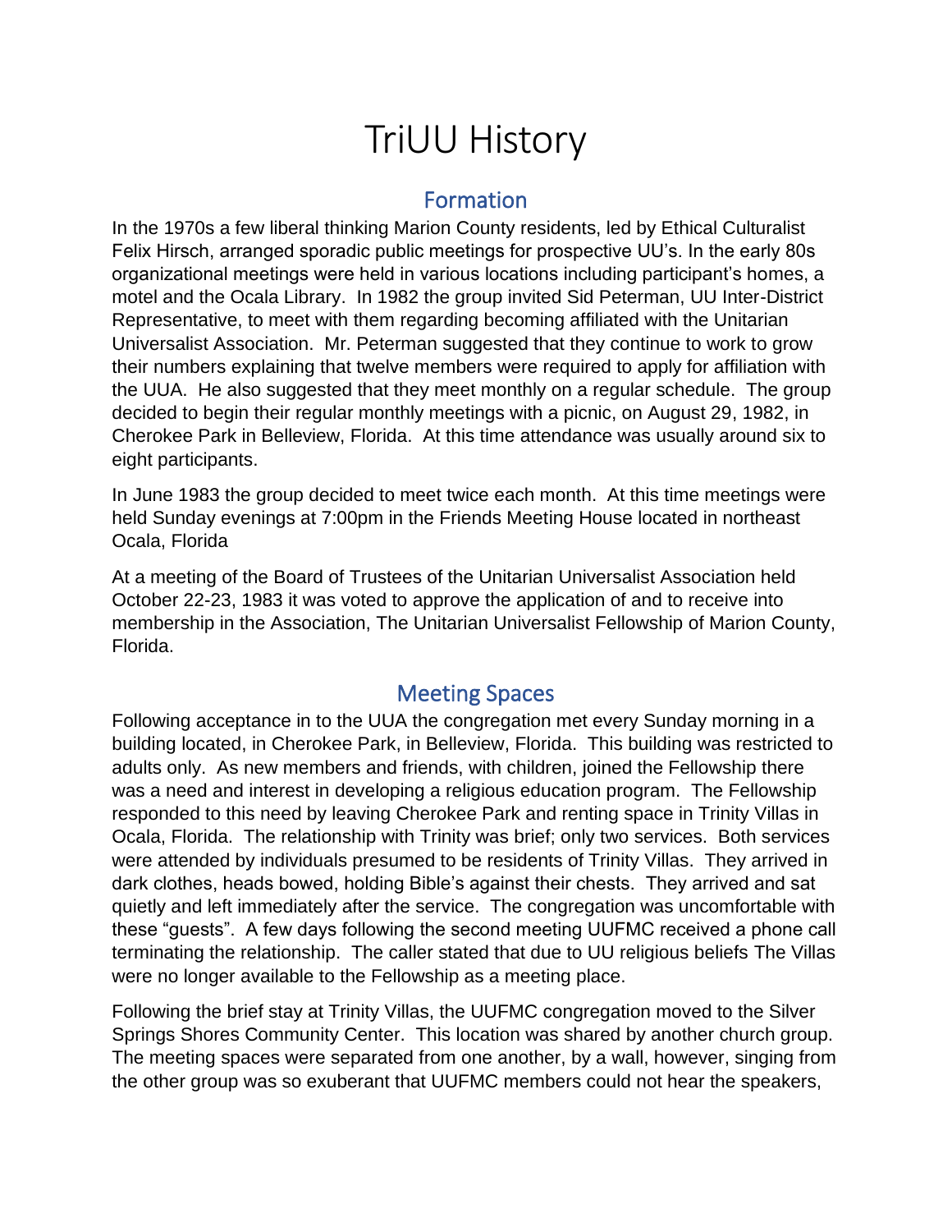# TriUU History

## Formation

In the 1970s a few liberal thinking Marion County residents, led by Ethical Culturalist Felix Hirsch, arranged sporadic public meetings for prospective UU's. In the early 80s organizational meetings were held in various locations including participant's homes, a motel and the Ocala Library. In 1982 the group invited Sid Peterman, UU Inter-District Representative, to meet with them regarding becoming affiliated with the Unitarian Universalist Association. Mr. Peterman suggested that they continue to work to grow their numbers explaining that twelve members were required to apply for affiliation with the UUA. He also suggested that they meet monthly on a regular schedule. The group decided to begin their regular monthly meetings with a picnic, on August 29, 1982, in Cherokee Park in Belleview, Florida. At this time attendance was usually around six to eight participants.

In June 1983 the group decided to meet twice each month. At this time meetings were held Sunday evenings at 7:00pm in the Friends Meeting House located in northeast Ocala, Florida

At a meeting of the Board of Trustees of the Unitarian Universalist Association held October 22-23, 1983 it was voted to approve the application of and to receive into membership in the Association, The Unitarian Universalist Fellowship of Marion County, Florida.

## Meeting Spaces

Following acceptance in to the UUA the congregation met every Sunday morning in a building located, in Cherokee Park, in Belleview, Florida. This building was restricted to adults only. As new members and friends, with children, joined the Fellowship there was a need and interest in developing a religious education program. The Fellowship responded to this need by leaving Cherokee Park and renting space in Trinity Villas in Ocala, Florida. The relationship with Trinity was brief; only two services. Both services were attended by individuals presumed to be residents of Trinity Villas. They arrived in dark clothes, heads bowed, holding Bible's against their chests. They arrived and sat quietly and left immediately after the service. The congregation was uncomfortable with these "guests". A few days following the second meeting UUFMC received a phone call terminating the relationship. The caller stated that due to UU religious beliefs The Villas were no longer available to the Fellowship as a meeting place.

Following the brief stay at Trinity Villas, the UUFMC congregation moved to the Silver Springs Shores Community Center. This location was shared by another church group. The meeting spaces were separated from one another, by a wall, however, singing from the other group was so exuberant that UUFMC members could not hear the speakers,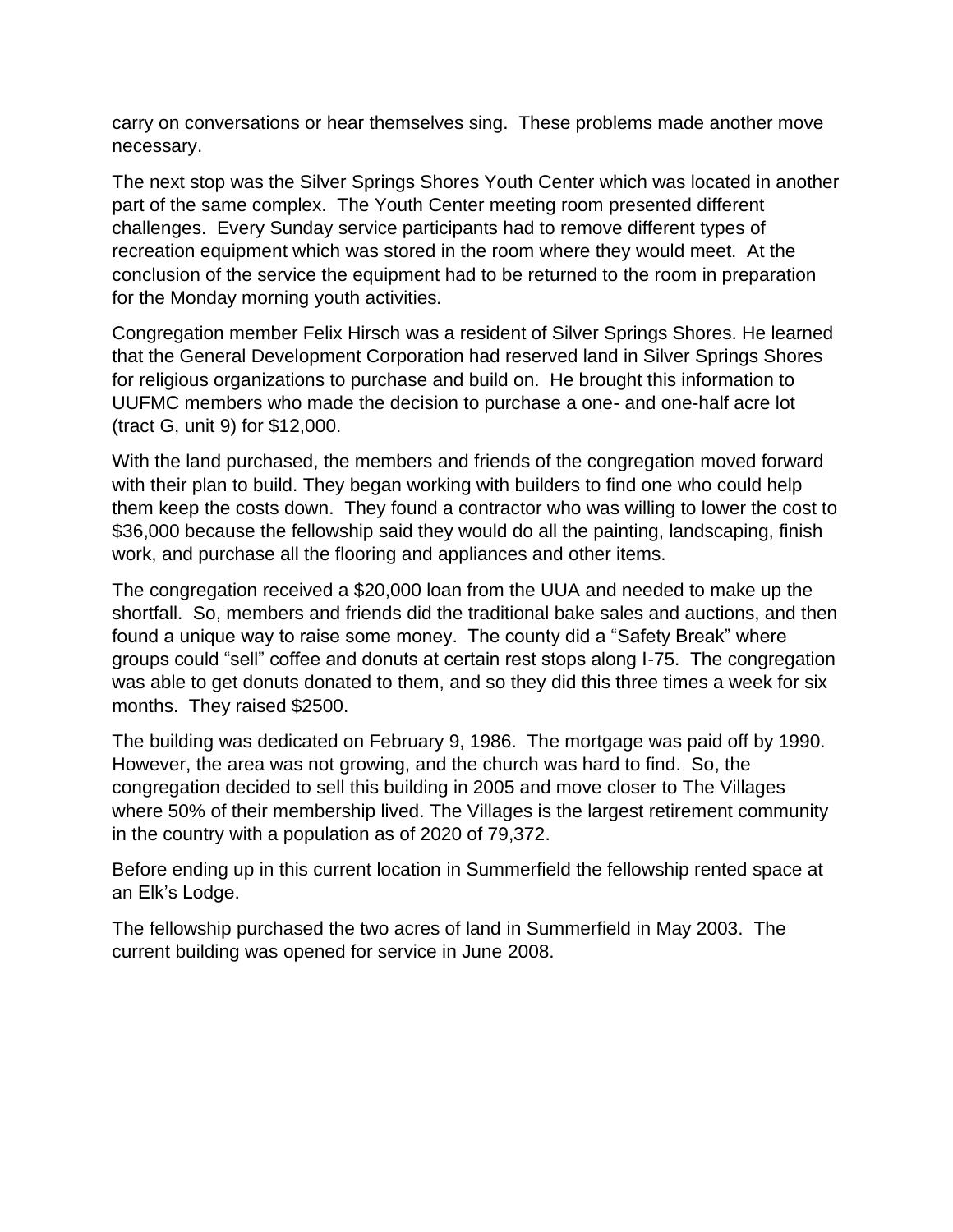carry on conversations or hear themselves sing. These problems made another move necessary.

The next stop was the Silver Springs Shores Youth Center which was located in another part of the same complex. The Youth Center meeting room presented different challenges. Every Sunday service participants had to remove different types of recreation equipment which was stored in the room where they would meet. At the conclusion of the service the equipment had to be returned to the room in preparation for the Monday morning youth activities.

Congregation member Felix Hirsch was a resident of Silver Springs Shores. He learned that the General Development Corporation had reserved land in Silver Springs Shores for religious organizations to purchase and build on. He brought this information to UUFMC members who made the decision to purchase a one- and one-half acre lot (tract G, unit 9) for $12,000.

With the land purchased, the members and friends of the congregation moved forward with their plan to build. They began working with builders to find one who could help them keep the costs down. They found a contractor who was willing to lower the cost to $36,000 because the fellowship said they would do all the painting, landscaping, finish work, and purchase all the flooring and appliances and other items.

The congregation received a $20,000 loan from the UUA and needed to make up the shortfall. So, members and friends did the traditional bake sales and auctions, and then found a unique way to raise some money. The county did a "Safety Break" where groups could "sell" coffee and donuts at certain rest stops along I-75. The congregation was able to get donuts donated to them, and so they did this three times a week for six months. They raised $2500.

The building was dedicated on February 9, 1986. The mortgage was paid off by 1990. However, the area was not growing, and the church was hard to find. So, the congregation decided to sell this building in 2005 and move closer to The Villages where 50% of their membership lived. The Villages is the largest retirement community in the country with a population as of 2020 of 79,372.

Before ending up in this current location in Summerfield the fellowship rented space at an Elk's Lodge.

The fellowship purchased the two acres of land in Summerfield in May 2003. The current building was opened for service in June 2008.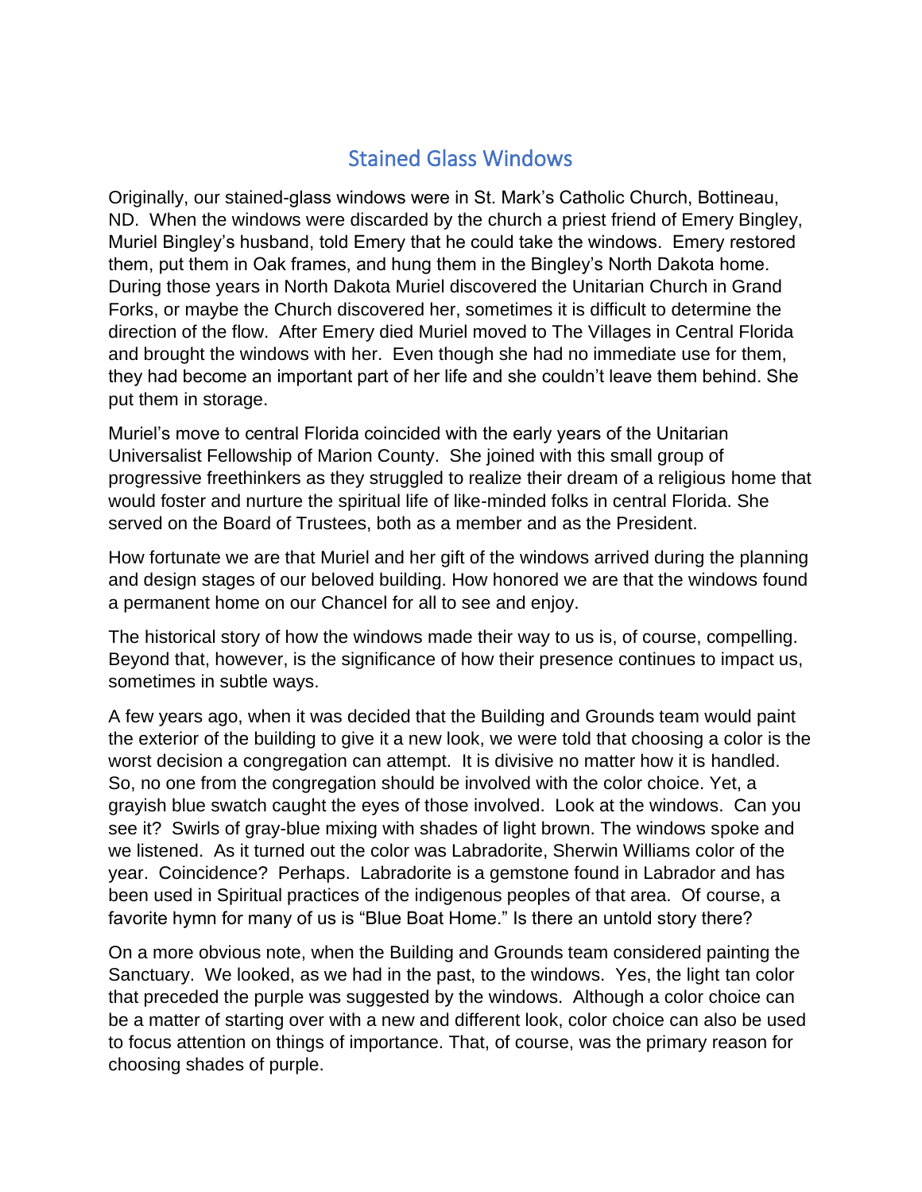## Stained Glass Windows

Originally, our stained-glass windows were in St. Mark's Catholic Church, Bottineau, ND. When the windows were discarded by the church a priest friend of Emery Bingley, Muriel Bingley's husband, told Emery that he could take the windows. Emery restored them, put them in Oak frames, and hung them in the Bingley's North Dakota home. During those years in North Dakota Muriel discovered the Unitarian Church in Grand Forks, or maybe the Church discovered her, sometimes it is difficult to determine the direction of the flow. After Emery died Muriel moved to The Villages in Central Florida and brought the windows with her. Even though she had no immediate use for them, they had become an important part of her life and she couldn't leave them behind. She put them in storage.

Muriel's move to central Florida coincided with the early years of the Unitarian Universalist Fellowship of Marion County. She joined with this small group of progressive freethinkers as they struggled to realize their dream of a religious home that would foster and nurture the spiritual life of like-minded folks in central Florida. She served on the Board of Trustees, both as a member and as the President.

How fortunate we are that Muriel and her gift of the windows arrived during the planning and design stages of our beloved building. How honored we are that the windows found a permanent home on our Chancel for all to see and enjoy.

The historical story of how the windows made their way to us is, of course, compelling. Beyond that, however, is the significance of how their presence continues to impact us, sometimes in subtle ways.

A few years ago, when it was decided that the Building and Grounds team would paint the exterior of the building to give it a new look, we were told that choosing a color is the worst decision a congregation can attempt. It is divisive no matter how it is handled. So, no one from the congregation should be involved with the color choice. Yet, a grayish blue swatch caught the eyes of those involved. Look at the windows. Can you see it? Swirls of gray-blue mixing with shades of light brown. The windows spoke and we listened. As it turned out the color was Labradorite, Sherwin Williams color of the year. Coincidence? Perhaps. Labradorite is a gemstone found in Labrador and has been used in Spiritual practices of the indigenous peoples of that area. Of course, a favorite hymn for many of us is "Blue Boat Home." Is there an untold story there?

On a more obvious note, when the Building and Grounds team considered painting the Sanctuary. We looked, as we had in the past, to the windows. Yes, the light tan color that preceded the purple was suggested by the windows. Although a color choice can be a matter of starting over with a new and different look, color choice can also be used to focus attention on things of importance. That, of course, was the primary reason for choosing shades of purple.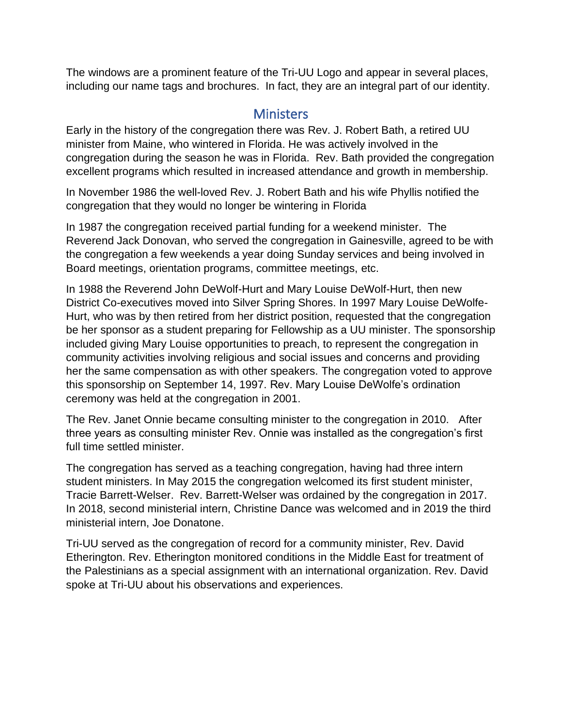The windows are a prominent feature of the Tri-UU Logo and appear in several places, including our name tags and brochures. In fact, they are an integral part of our identity.

## Ministers

Early in the history of the congregation there was Rev. J. Robert Bath, a retired UU minister from Maine, who wintered in Florida. He was actively involved in the congregation during the season he was in Florida. Rev. Bath provided the congregation excellent programs which resulted in increased attendance and growth in membership.

In November 1986 the well-loved Rev. J. Robert Bath and his wife Phyllis notified the congregation that they would no longer be wintering in Florida

In 1987 the congregation received partial funding for a weekend minister. The Reverend Jack Donovan, who served the congregation in Gainesville, agreed to be with the congregation a few weekends a year doing Sunday services and being involved in Board meetings, orientation programs, committee meetings, etc.

In 1988 the Reverend John DeWolf-Hurt and Mary Louise DeWolf-Hurt, then new District Co-executives moved into Silver Spring Shores. In 1997 Mary Louise DeWolfe-Hurt, who was by then retired from her district position, requested that the congregation be her sponsor as a student preparing for Fellowship as a UU minister. The sponsorship included giving Mary Louise opportunities to preach, to represent the congregation in community activities involving religious and social issues and concerns and providing her the same compensation as with other speakers. The congregation voted to approve this sponsorship on September 14, 1997. Rev. Mary Louise DeWolfe's ordination ceremony was held at the congregation in 2001.

The Rev. Janet Onnie became consulting minister to the congregation in 2010. After three years as consulting minister Rev. Onnie was installed as the congregation's first full time settled minister.

The congregation has served as a teaching congregation, having had three intern student ministers. In May 2015 the congregation welcomed its first student minister, Tracie Barrett-Welser. Rev. Barrett-Welser was ordained by the congregation in 2017. In 2018, second ministerial intern, Christine Dance was welcomed and in 2019 the third ministerial intern, Joe Donatone.

Tri-UU served as the congregation of record for a community minister, Rev. David Etherington. Rev. Etherington monitored conditions in the Middle East for treatment of the Palestinians as a special assignment with an international organization. Rev. David spoke at Tri-UU about his observations and experiences.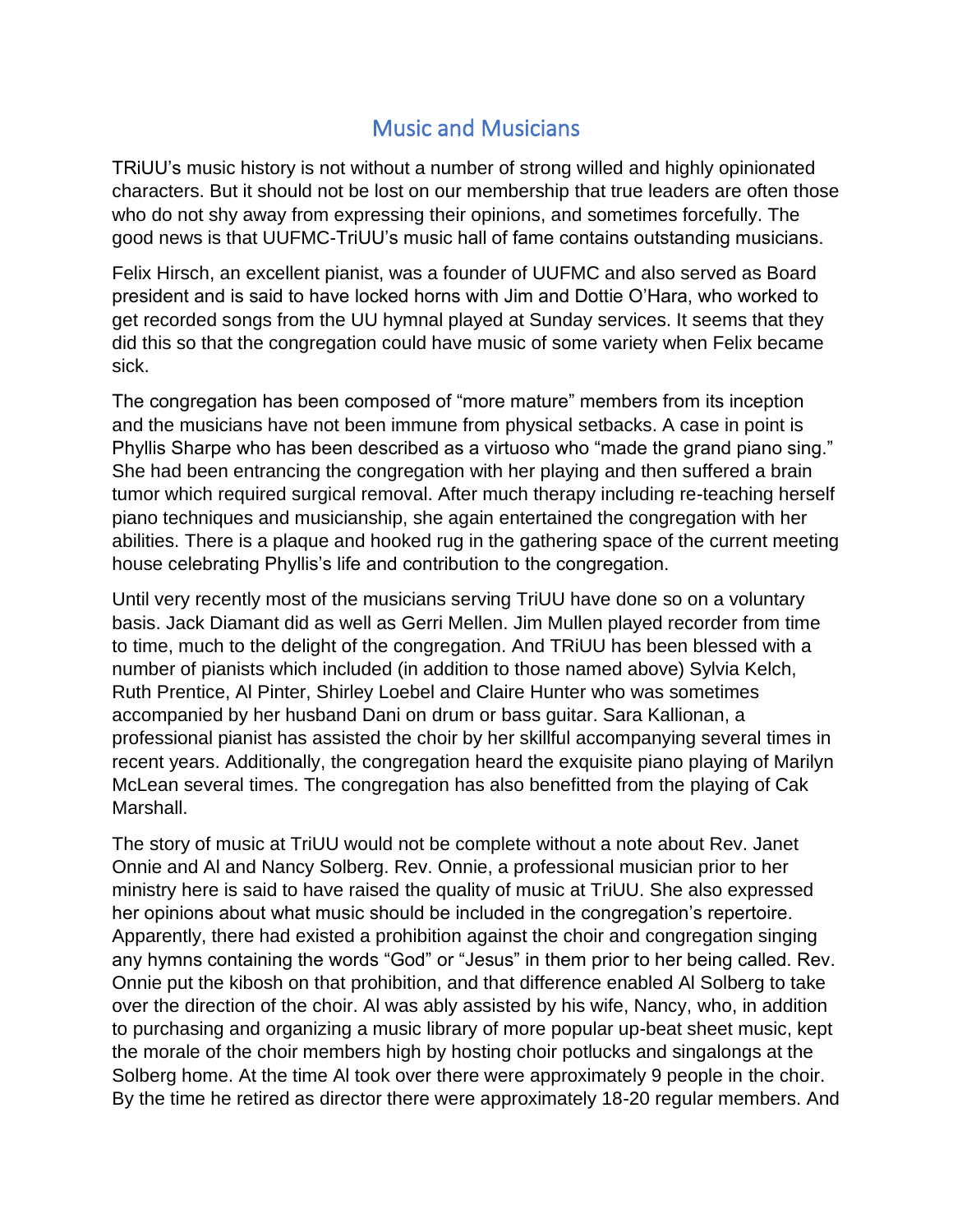## Music and Musicians

TRiUU's music history is not without a number of strong willed and highly opinionated characters. But it should not be lost on our membership that true leaders are often those who do not shy away from expressing their opinions, and sometimes forcefully. The good news is that UUFMC-TriUU's music hall of fame contains outstanding musicians.

Felix Hirsch, an excellent pianist, was a founder of UUFMC and also served as Board president and is said to have locked horns with Jim and Dottie O'Hara, who worked to get recorded songs from the UU hymnal played at Sunday services. It seems that they did this so that the congregation could have music of some variety when Felix became sick.

The congregation has been composed of "more mature" members from its inception and the musicians have not been immune from physical setbacks. A case in point is Phyllis Sharpe who has been described as a virtuoso who "made the grand piano sing." She had been entrancing the congregation with her playing and then suffered a brain tumor which required surgical removal. After much therapy including re-teaching herself piano techniques and musicianship, she again entertained the congregation with her abilities. There is a plaque and hooked rug in the gathering space of the current meeting house celebrating Phyllis's life and contribution to the congregation.

Until very recently most of the musicians serving TriUU have done so on a voluntary basis. Jack Diamant did as well as Gerri Mellen. Jim Mullen played recorder from time to time, much to the delight of the congregation. And TRiUU has been blessed with a number of pianists which included (in addition to those named above) Sylvia Kelch, Ruth Prentice, Al Pinter, Shirley Loebel and Claire Hunter who was sometimes accompanied by her husband Dani on drum or bass guitar. Sara Kallionan, a professional pianist has assisted the choir by her skillful accompanying several times in recent years. Additionally, the congregation heard the exquisite piano playing of Marilyn McLean several times. The congregation has also benefitted from the playing of Cak Marshall.

The story of music at TriUU would not be complete without a note about Rev. Janet Onnie and Al and Nancy Solberg. Rev. Onnie, a professional musician prior to her ministry here is said to have raised the quality of music at TriUU. She also expressed her opinions about what music should be included in the congregation's repertoire. Apparently, there had existed a prohibition against the choir and congregation singing any hymns containing the words "God" or "Jesus" in them prior to her being called. Rev. Onnie put the kibosh on that prohibition, and that difference enabled Al Solberg to take over the direction of the choir. Al was ably assisted by his wife, Nancy, who, in addition to purchasing and organizing a music library of more popular up-beat sheet music, kept the morale of the choir members high by hosting choir potlucks and singalongs at the Solberg home. At the time Al took over there were approximately 9 people in the choir. By the time he retired as director there were approximately 18-20 regular members. And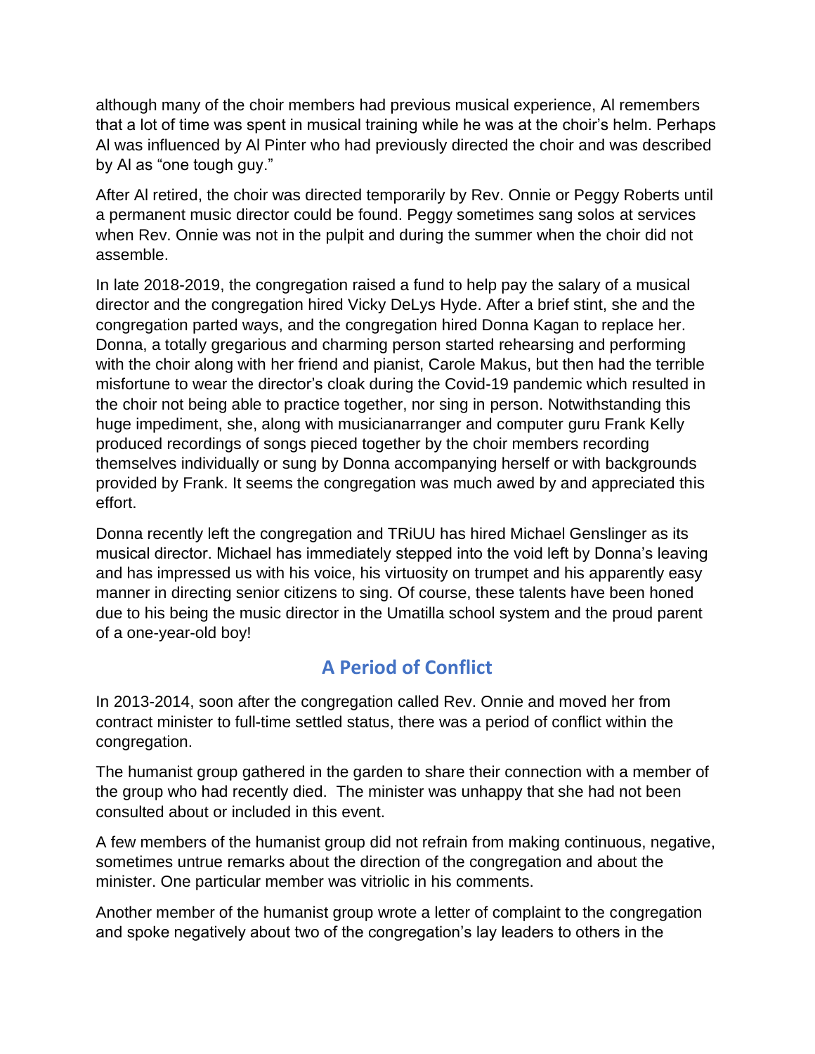although many of the choir members had previous musical experience, Al remembers that a lot of time was spent in musical training while he was at the choir's helm. Perhaps Al was influenced by Al Pinter who had previously directed the choir and was described by Al as "one tough guy."

After Al retired, the choir was directed temporarily by Rev. Onnie or Peggy Roberts until a permanent music director could be found. Peggy sometimes sang solos at services when Rev. Onnie was not in the pulpit and during the summer when the choir did not assemble.

In late 2018-2019, the congregation raised a fund to help pay the salary of a musical director and the congregation hired Vicky DeLys Hyde. After a brief stint, she and the congregation parted ways, and the congregation hired Donna Kagan to replace her. Donna, a totally gregarious and charming person started rehearsing and performing with the choir along with her friend and pianist, Carole Makus, but then had the terrible misfortune to wear the director's cloak during the Covid-19 pandemic which resulted in the choir not being able to practice together, nor sing in person. Notwithstanding this huge impediment, she, along with musicianarranger and computer guru Frank Kelly produced recordings of songs pieced together by the choir members recording themselves individually or sung by Donna accompanying herself or with backgrounds provided by Frank. It seems the congregation was much awed by and appreciated this effort.

Donna recently left the congregation and TRiUU has hired Michael Genslinger as its musical director. Michael has immediately stepped into the void left by Donna's leaving and has impressed us with his voice, his virtuosity on trumpet and his apparently easy manner in directing senior citizens to sing. Of course, these talents have been honed due to his being the music director in the Umatilla school system and the proud parent of a one-year-old boy!

## A Period of Conflict

In 2013-2014, soon after the congregation called Rev. Onnie and moved her from contract minister to full-time settled status, there was a period of conflict within the congregation.

The humanist group gathered in the garden to share their connection with a member of the group who had recently died. The minister was unhappy that she had not been consulted about or included in this event.

A few members of the humanist group did not refrain from making continuous, negative, sometimes untrue remarks about the direction of the congregation and about the minister. One particular member was vitriolic in his comments.

Another member of the humanist group wrote a letter of complaint to the congregation and spoke negatively about two of the congregation's lay leaders to others in the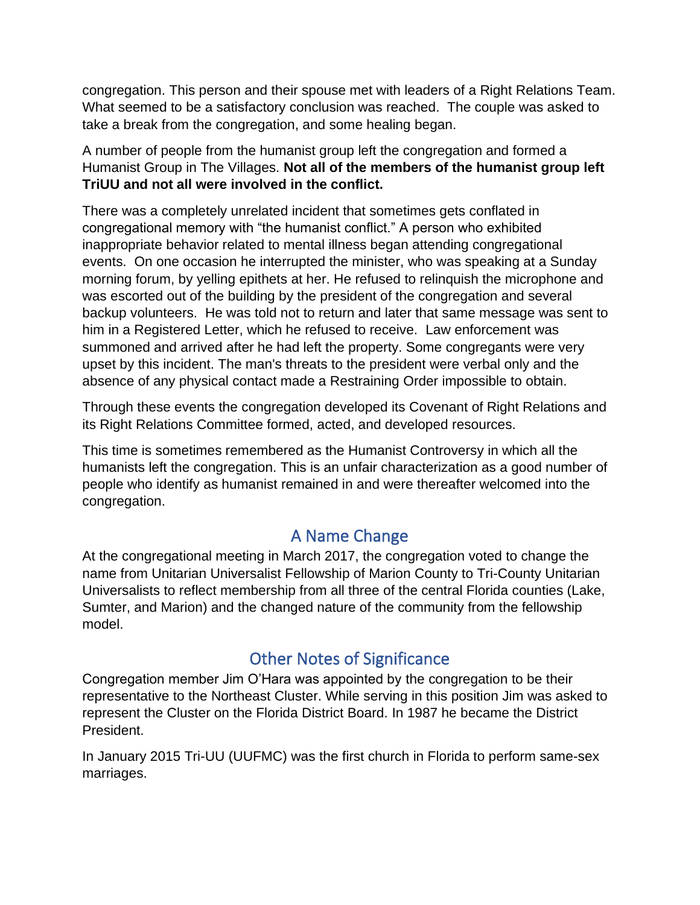congregation. This person and their spouse met with leaders of a Right Relations Team. What seemed to be a satisfactory conclusion was reached. The couple was asked to take a break from the congregation, and some healing began.

A number of people from the humanist group left the congregation and formed a Humanist Group in The Villages. **Not all of the members of the humanist group left TriUU and not all were involved in the conflict.**

There was a completely unrelated incident that sometimes gets conflated in congregational memory with "the humanist conflict." A person who exhibited inappropriate behavior related to mental illness began attending congregational events. On one occasion he interrupted the minister, who was speaking at a Sunday morning forum, by yelling epithets at her. He refused to relinquish the microphone and was escorted out of the building by the president of the congregation and several backup volunteers. He was told not to return and later that same message was sent to him in a Registered Letter, which he refused to receive. Law enforcement was summoned and arrived after he had left the property. Some congregants were very upset by this incident. The man's threats to the president were verbal only and the absence of any physical contact made a Restraining Order impossible to obtain.

Through these events the congregation developed its Covenant of Right Relations and its Right Relations Committee formed, acted, and developed resources.

This time is sometimes remembered as the Humanist Controversy in which all the humanists left the congregation. This is an unfair characterization as a good number of people who identify as humanist remained in and were thereafter welcomed into the congregation.

## A Name Change

At the congregational meeting in March 2017, the congregation voted to change the name from Unitarian Universalist Fellowship of Marion County to Tri-County Unitarian Universalists to reflect membership from all three of the central Florida counties (Lake, Sumter, and Marion) and the changed nature of the community from the fellowship model.

## Other Notes of Significance

Congregation member Jim O'Hara was appointed by the congregation to be their representative to the Northeast Cluster. While serving in this position Jim was asked to represent the Cluster on the Florida District Board. In 1987 he became the District President.

In January 2015 Tri-UU (UUFMC) was the first church in Florida to perform same-sex marriages.